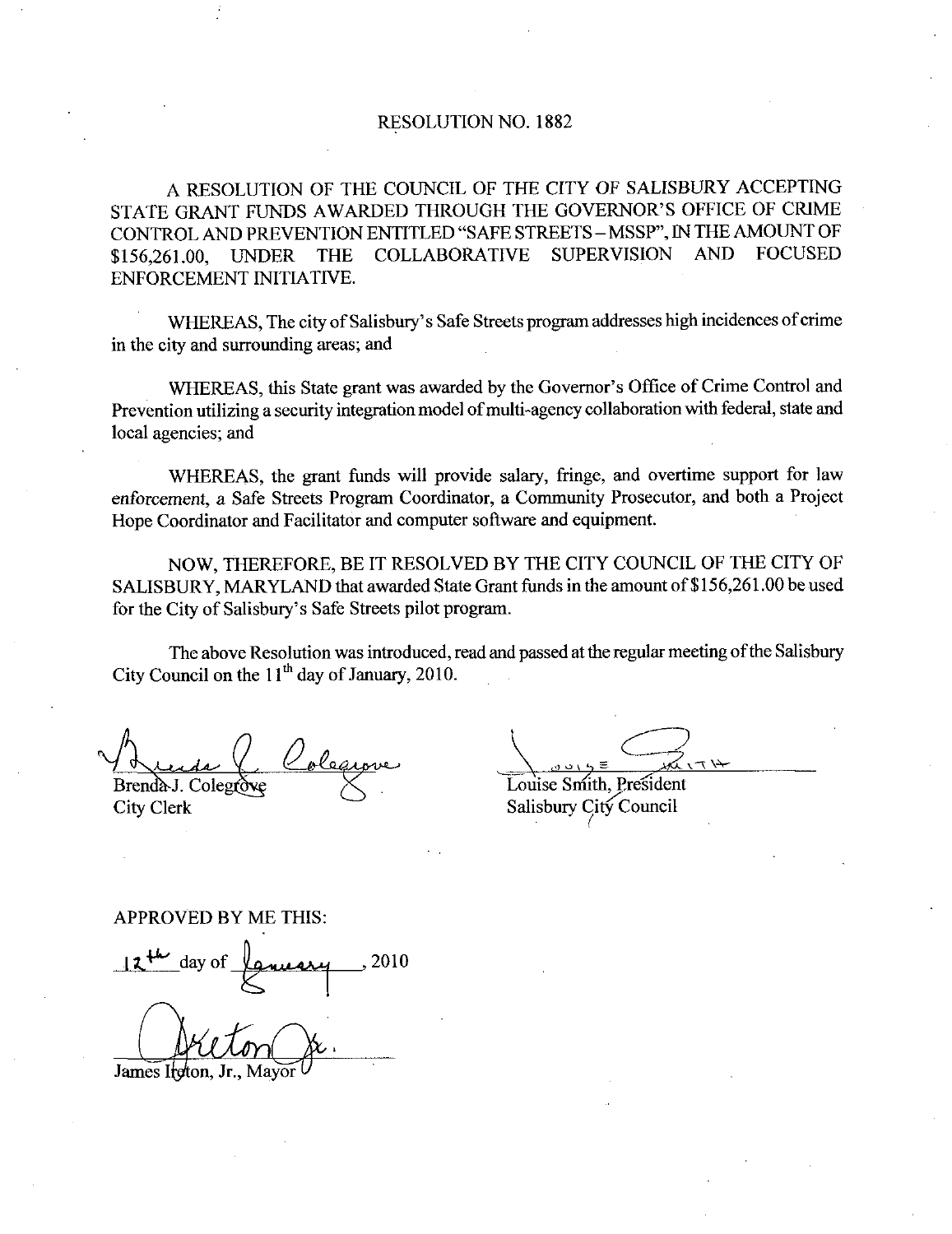# RESOLUTION NO. 1882

A RESOLUTION OF THE COUNCIL OF THE CITY OF SALISBURY ACCEPTING STATE GRANT FUNDS AWARDED THROUGH THE GOVERNOR'S OFFICE OF CRIME CONTROL AND PREVENTION ENTITLED "SAFE STREETS – MSSP", IN THE AMOUNT OF $156,261.00, UNDER THE COLLABORATIVE SUPERVISION AND FOCUSED ENFORCEMENT INITIATIVE.

WHEREAS, The city of Salisbury's Safe Streets program addresses high incidences of crime in the city and surrounding areas; and

WHEREAS, this State grant was awarded by the Governor's Office of Crime Control and Prevention utilizing a security integration model of multi-agency collaboration with federal, state and local agencies; and

WHEREAS, the grant funds will provide salary, fringe, and overtime support for law enforcement, a Safe Streets Program Coordinator, a Community Prosecutor, and both a Project Hope Coordinator and Facilitator and computer software and equipment.

NOW, THEREFORE, BE IT RESOLVED BY THE CITY COUNCIL OF THE CITY OF SALISBURY, MARYLAND that awarded State Grant funds in the amount of $156,261.00 be used for the City of Salisbury's Safe Streets pilot program.

The above Resolution was introduced, read and passed at the regular meeting of the Salisbury City Council on the 11th day of January, 2010.

Brenda J. Colegrove
City Clerk

Louise Smith, President
Salisbury City Council

APPROVED BY ME THIS:

12th day of January, 2010

James Ireton, Jr., Mayor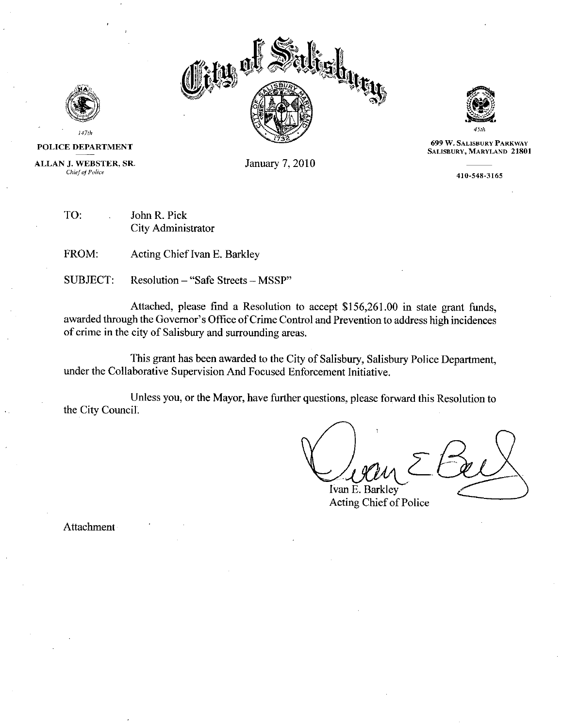City of Salisbury

147th

**POLICE DEPARTMENT**

**ALLAN J. WEBSTER, SR.**
*Chief of Police*

January 7, 2010

45th

**699 W. SALISBURY PARKWAY**
**SALISBURY, MARYLAND 21801**

**410-548-3165**

TO: John R. Pick
City Administrator

FROM: Acting Chief Ivan E. Barkley

SUBJECT: Resolution – "Safe Streets – MSSP"

Attached, please find a Resolution to accept $156,261.00 in state grant funds, awarded through the Governor's Office of Crime Control and Prevention to address high incidences of crime in the city of Salisbury and surrounding areas.

This grant has been awarded to the City of Salisbury, Salisbury Police Department, under the Collaborative Supervision And Focused Enforcement Initiative.

Unless you, or the Mayor, have further questions, please forward this Resolution to the City Council.

Ivan E. Barkley
Acting Chief of Police

Attachment